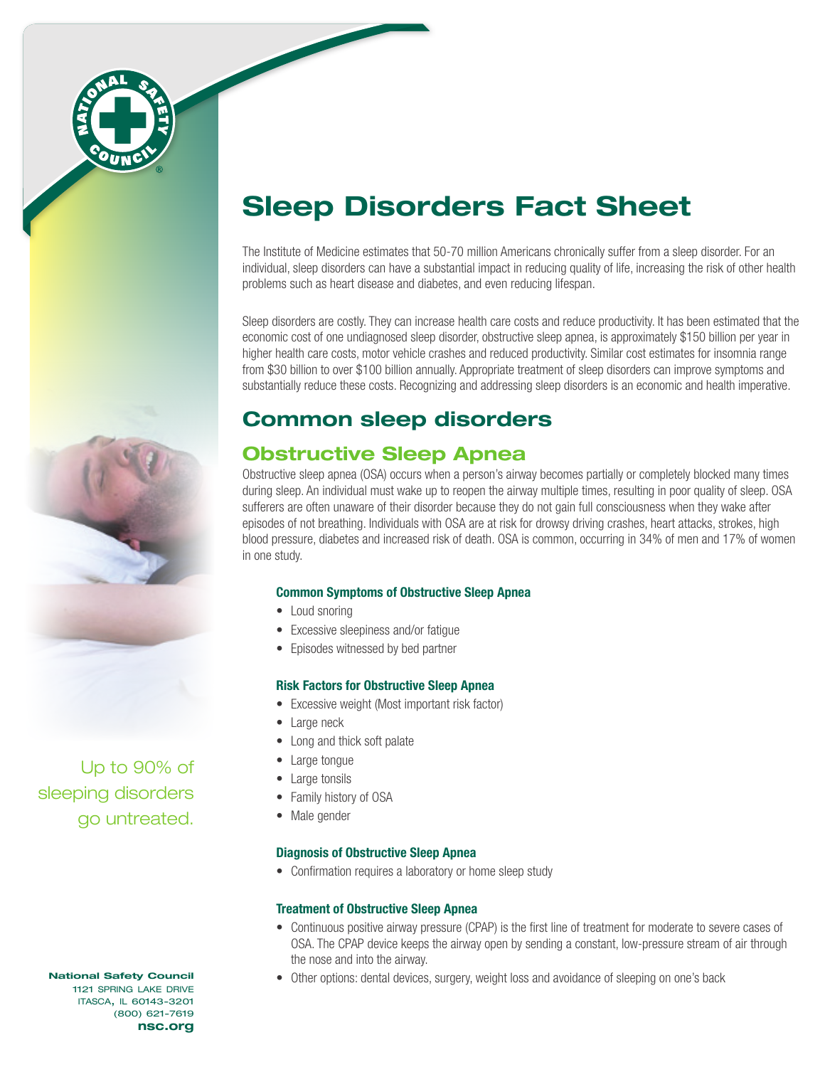# Sleep Disorders Fact Sheet

The Institute of Medicine estimates that 50-70 million Americans chronically suffer from a sleep disorder. For an individual, sleep disorders can have a substantial impact in reducing quality of life, increasing the risk of other health problems such as heart disease and diabetes, and even reducing lifespan.

Sleep disorders are costly. They can increase health care costs and reduce productivity. It has been estimated that the economic cost of one undiagnosed sleep disorder, obstructive sleep apnea, is approximately $150 billion per year in higher health care costs, motor vehicle crashes and reduced productivity. Similar cost estimates for insomnia range from $30 billion to over $100 billion annually. Appropriate treatment of sleep disorders can improve symptoms and substantially reduce these costs. Recognizing and addressing sleep disorders is an economic and health imperative.

Up to 90% of sleeping disorders go untreated.

## Common sleep disorders

### Obstructive Sleep Apnea

Obstructive sleep apnea (OSA) occurs when a person's airway becomes partially or completely blocked many times during sleep. An individual must wake up to reopen the airway multiple times, resulting in poor quality of sleep. OSA sufferers are often unaware of their disorder because they do not gain full consciousness when they wake after episodes of not breathing. Individuals with OSA are at risk for drowsy driving crashes, heart attacks, strokes, high blood pressure, diabetes and increased risk of death. OSA is common, occurring in 34% of men and 17% of women in one study.

#### Common Symptoms of Obstructive Sleep Apnea

- Loud snoring
- Excessive sleepiness and/or fatigue
- Episodes witnessed by bed partner

#### Risk Factors for Obstructive Sleep Apnea

- Excessive weight (Most important risk factor)
- Large neck
- Long and thick soft palate
- Large tongue
- Large tonsils
- Family history of OSA
- Male gender

#### Diagnosis of Obstructive Sleep Apnea

- Confirmation requires a laboratory or home sleep study

#### Treatment of Obstructive Sleep Apnea

- Continuous positive airway pressure (CPAP) is the first line of treatment for moderate to severe cases of OSA. The CPAP device keeps the airway open by sending a constant, low-pressure stream of air through the nose and into the airway.
- Other options: dental devices, surgery, weight loss and avoidance of sleeping on one's back

**National Safety Council**
1121 SPRING LAKE DRIVE
ITASCA, IL 60143-3201
(800) 621-7619
**nsc.org**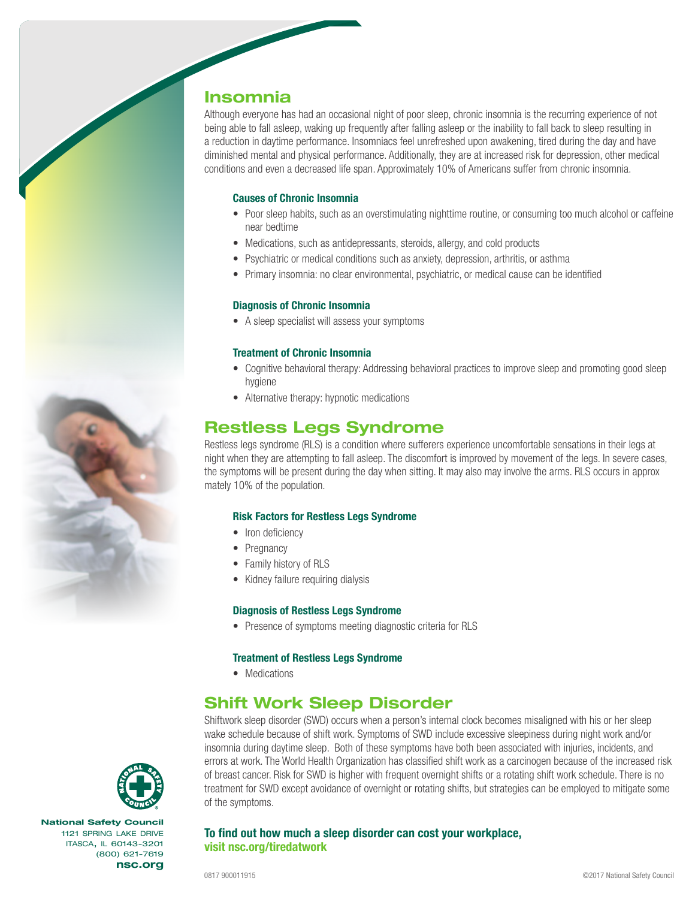## Insomnia

Although everyone has had an occasional night of poor sleep, chronic insomnia is the recurring experience of not being able to fall asleep, waking up frequently after falling asleep or the inability to fall back to sleep resulting in a reduction in daytime performance. Insomniacs feel unrefreshed upon awakening, tired during the day and have diminished mental and physical performance. Additionally, they are at increased risk for depression, other medical conditions and even a decreased life span. Approximately 10% of Americans suffer from chronic insomnia.

### Causes of Chronic Insomnia

- Poor sleep habits, such as an overstimulating nighttime routine, or consuming too much alcohol or caffeine near bedtime
- Medications, such as antidepressants, steroids, allergy, and cold products
- Psychiatric or medical conditions such as anxiety, depression, arthritis, or asthma
- Primary insomnia: no clear environmental, psychiatric, or medical cause can be identified

### Diagnosis of Chronic Insomnia

- A sleep specialist will assess your symptoms

### Treatment of Chronic Insomnia

- Cognitive behavioral therapy: Addressing behavioral practices to improve sleep and promoting good sleep hygiene
- Alternative therapy: hypnotic medications

## Restless Legs Syndrome

Restless legs syndrome (RLS) is a condition where sufferers experience uncomfortable sensations in their legs at night when they are attempting to fall asleep. The discomfort is improved by movement of the legs. In severe cases, the symptoms will be present during the day when sitting. It may also may involve the arms. RLS occurs in approx mately 10% of the population.

### Risk Factors for Restless Legs Syndrome

- Iron deficiency
- Pregnancy
- Family history of RLS
- Kidney failure requiring dialysis

### Diagnosis of Restless Legs Syndrome

- Presence of symptoms meeting diagnostic criteria for RLS

### Treatment of Restless Legs Syndrome

- Medications

## Shift Work Sleep Disorder

Shiftwork sleep disorder (SWD) occurs when a person's internal clock becomes misaligned with his or her sleep wake schedule because of shift work. Symptoms of SWD include excessive sleepiness during night work and/or insomnia during daytime sleep. Both of these symptoms have both been associated with injuries, incidents, and errors at work. The World Health Organization has classified shift work as a carcinogen because of the increased risk of breast cancer. Risk for SWD is higher with frequent overnight shifts or a rotating shift work schedule. There is no treatment for SWD except avoidance of overnight or rotating shifts, but strategies can be employed to mitigate some of the symptoms.

**To find out how much a sleep disorder can cost your workplace, visit nsc.org/tiredatwork**

**National Safety Council**
1121 SPRING LAKE DRIVE
ITASCA, IL 60143-3201
(800) 621-7619
**nsc.org**

0817 900011915

©2017 National Safety Council